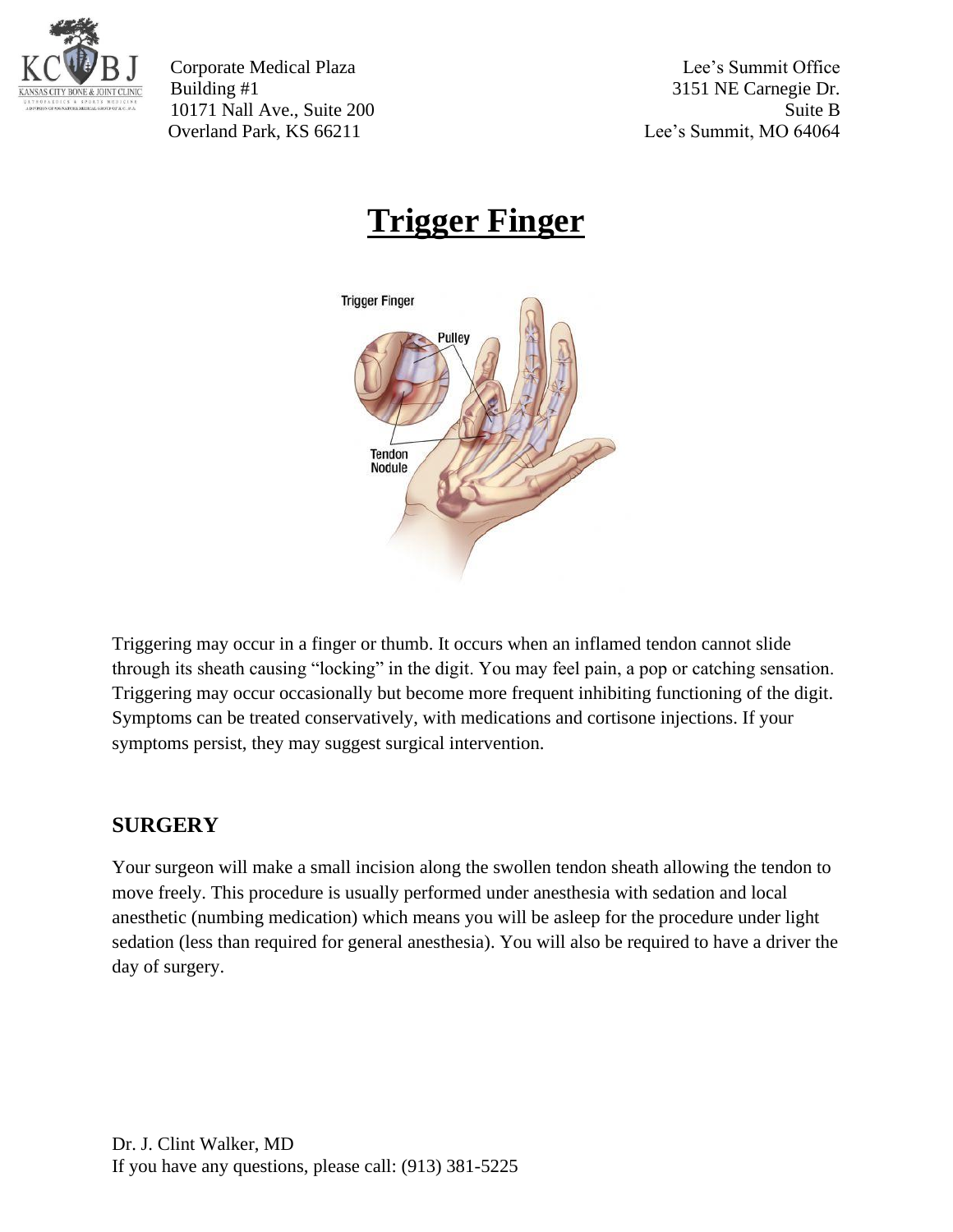Corporate Medical Plaza
Building #1
10171 Nall Ave., Suite 200
Overland Park, KS 66211

Lee's Summit Office
3151 NE Carnegie Dr.
Suite B
Lee's Summit, MO 64064

# Trigger Finger

Triggering may occur in a finger or thumb. It occurs when an inflamed tendon cannot slide through its sheath causing "locking" in the digit. You may feel pain, a pop or catching sensation. Triggering may occur occasionally but become more frequent inhibiting functioning of the digit. Symptoms can be treated conservatively, with medications and cortisone injections. If your symptoms persist, they may suggest surgical intervention.

## SURGERY

Your surgeon will make a small incision along the swollen tendon sheath allowing the tendon to move freely. This procedure is usually performed under anesthesia with sedation and local anesthetic (numbing medication) which means you will be asleep for the procedure under light sedation (less than required for general anesthesia). You will also be required to have a driver the day of surgery.

Dr. J. Clint Walker, MD
If you have any questions, please call: (913) 381-5225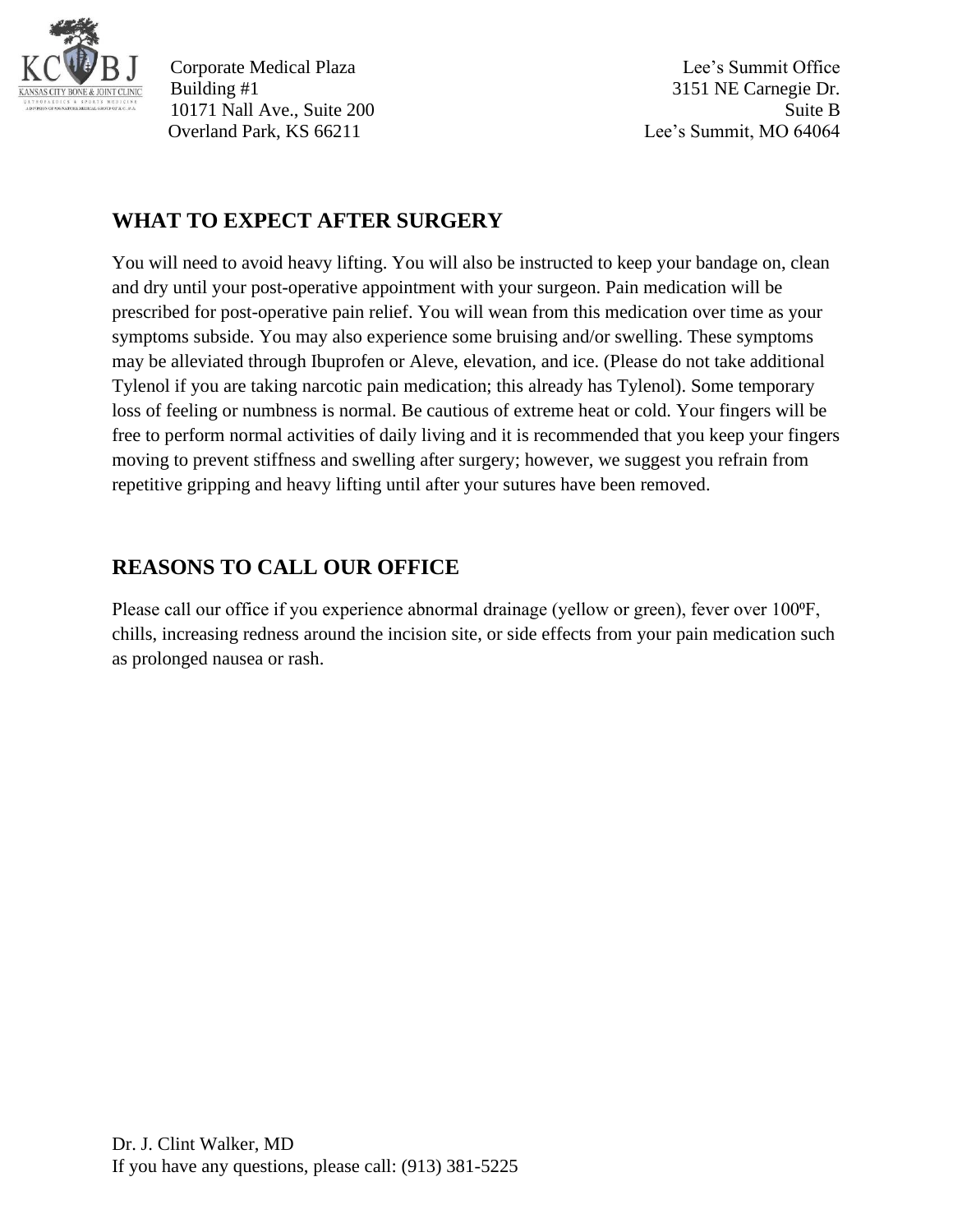Corporate Medical Plaza
Building #1
10171 Nall Ave., Suite 200
Overland Park, KS 66211

Lee's Summit Office
3151 NE Carnegie Dr.
Suite B
Lee's Summit, MO 64064

## WHAT TO EXPECT AFTER SURGERY

You will need to avoid heavy lifting. You will also be instructed to keep your bandage on, clean and dry until your post-operative appointment with your surgeon. Pain medication will be prescribed for post-operative pain relief. You will wean from this medication over time as your symptoms subside. You may also experience some bruising and/or swelling. These symptoms may be alleviated through Ibuprofen or Aleve, elevation, and ice. (Please do not take additional Tylenol if you are taking narcotic pain medication; this already has Tylenol). Some temporary loss of feeling or numbness is normal. Be cautious of extreme heat or cold. Your fingers will be free to perform normal activities of daily living and it is recommended that you keep your fingers moving to prevent stiffness and swelling after surgery; however, we suggest you refrain from repetitive gripping and heavy lifting until after your sutures have been removed.

## REASONS TO CALL OUR OFFICE

Please call our office if you experience abnormal drainage (yellow or green), fever over 100ºF, chills, increasing redness around the incision site, or side effects from your pain medication such as prolonged nausea or rash.

Dr. J. Clint Walker, MD
If you have any questions, please call: (913) 381-5225